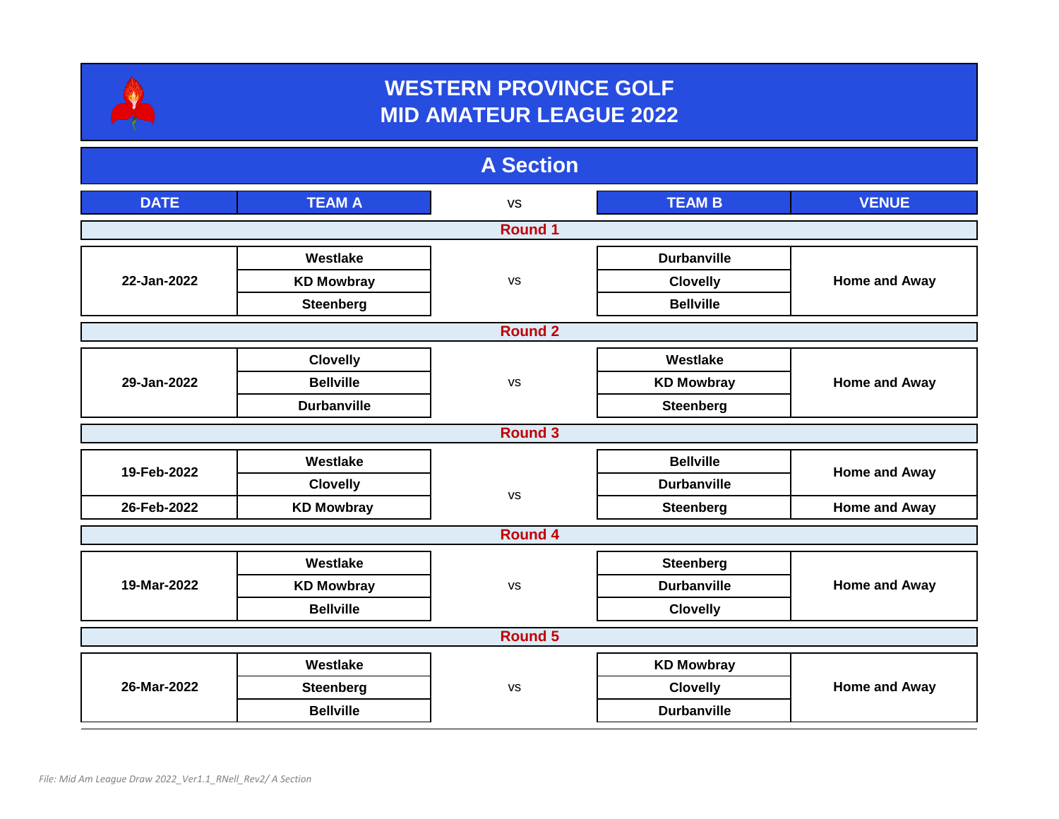# WESTERN PROVINCE GOLF
# MID AMATEUR LEAGUE 2022

## A Section

| DATE | TEAM A | vs | TEAM B | VENUE |
|---|---|---|---|---|
| **Round 1** | | | | |
| 22-Jan-2022 | Westlake | vs | Durbanville | Home and Away |
| | KD Mowbray | | Clovelly | |
| | Steenberg | | Bellville | |
| **Round 2** | | | | |
| 29-Jan-2022 | Clovelly | vs | Westlake | Home and Away |
| | Bellville | | KD Mowbray | |
| | Durbanville | | Steenberg | |
| **Round 3** | | | | |
| 19-Feb-2022 | Westlake | vs | Bellville | Home and Away |
| | Clovelly | | Durbanville | |
| 26-Feb-2022 | KD Mowbray | | Steenberg | Home and Away |
| **Round 4** | | | | |
| 19-Mar-2022 | Westlake | vs | Steenberg | Home and Away |
| | KD Mowbray | | Durbanville | |
| | Bellville | | Clovelly | |
| **Round 5** | | | | |
| 26-Mar-2022 | Westlake | vs | KD Mowbray | Home and Away |
| | Steenberg | | Clovelly | |
| | Bellville | | Durbanville | |

*File: Mid Am League Draw 2022_Ver1.1_RNell_Rev2/ A Section*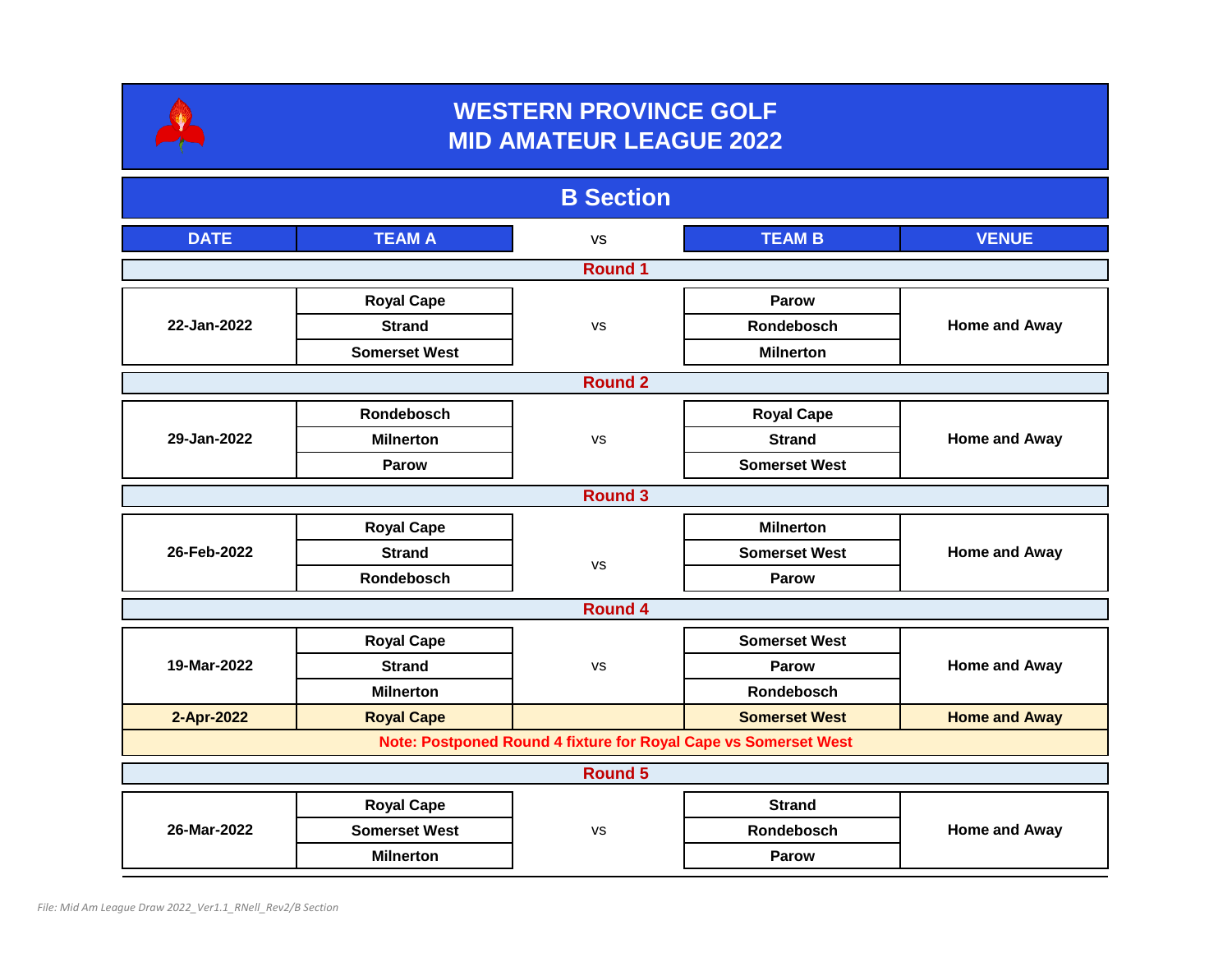# WESTERN PROVINCE GOLF
# MID AMATEUR LEAGUE 2022

## B Section

| DATE | TEAM A | vs | TEAM B | VENUE |
|---|---|---|---|---|
| **Round 1** | | | | |
| 22-Jan-2022 | Royal Cape | vs | Parow | Home and Away |
| | Strand | | Rondebosch | |
| | Somerset West | | Milnerton | |
| **Round 2** | | | | |
| 29-Jan-2022 | Rondebosch | vs | Royal Cape | Home and Away |
| | Milnerton | | Strand | |
| | Parow | | Somerset West | |
| **Round 3** | | | | |
| 26-Feb-2022 | Royal Cape | vs | Milnerton | Home and Away |
| | Strand | | Somerset West | |
| | Rondebosch | | Parow | |
| **Round 4** | | | | |
| 19-Mar-2022 | Royal Cape | vs | Somerset West | Home and Away |
| | Strand | | Parow | |
| | Milnerton | | Rondebosch | |
| 2-Apr-2022 | Royal Cape | | Somerset West | Home and Away |
| Note: Postponed Round 4 fixture for Royal Cape vs Somerset West | | | | |
| **Round 5** | | | | |
| 26-Mar-2022 | Royal Cape | vs | Strand | Home and Away |
| | Somerset West | | Rondebosch | |
| | Milnerton | | Parow | |

*File: Mid Am League Draw 2022_Ver1.1_RNell_Rev2/B Section*